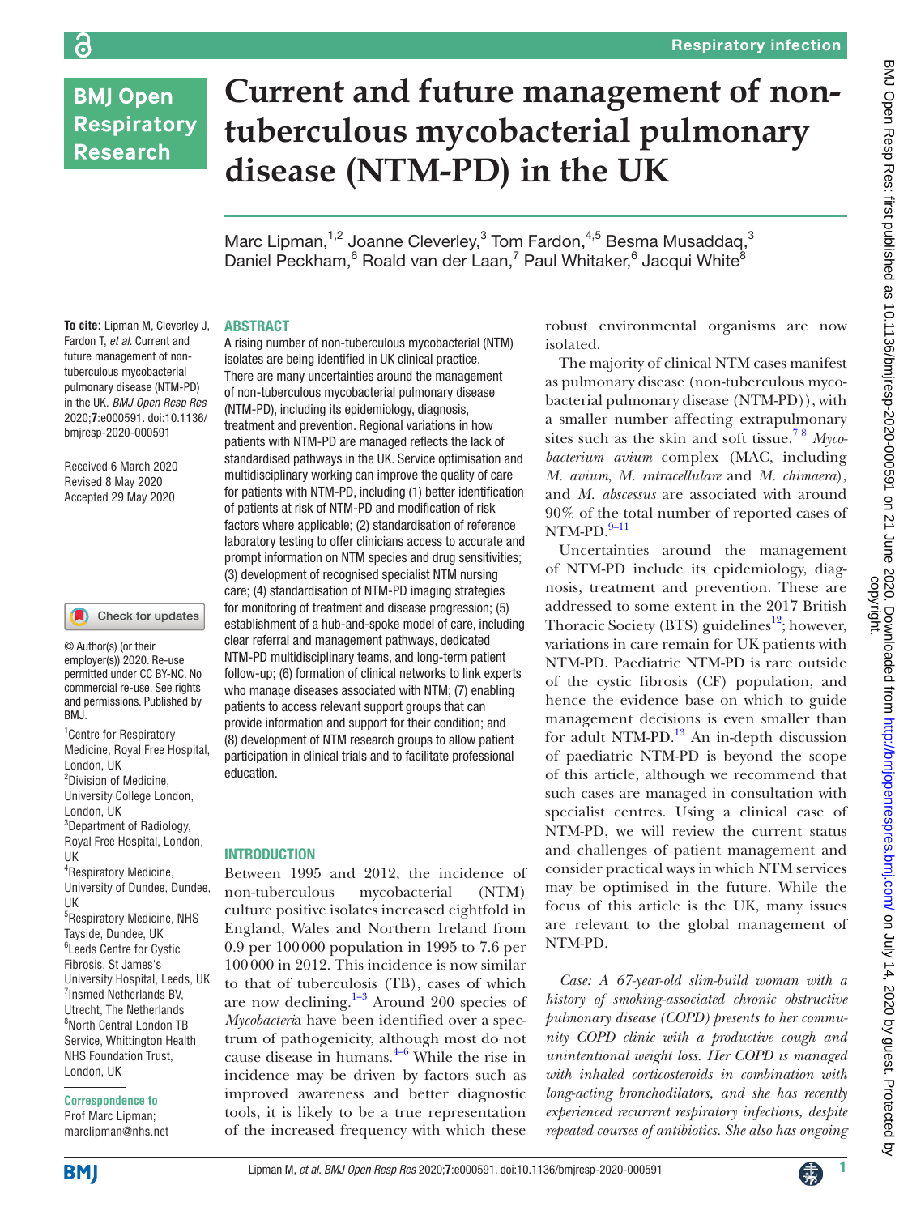# Current and future management of non-tuberculous mycobacterial pulmonary disease (NTM-PD) in the UK

Marc Lipman,[1,2] Joanne Cleverley,[3] Tom Fardon,[4,5] Besma Musaddaq,[3] Daniel Peckham,[6] Roald van der Laan,[7] Paul Whitaker,[6] Jacqui White[8]

**To cite:** Lipman M, Cleverley J, Fardon T, *et al*. Current and future management of non-tuberculous mycobacterial pulmonary disease (NTM-PD) in the UK. *BMJ Open Resp Res* 2020;**7**:e000591. doi:10.1136/bmjresp-2020-000591

Received 6 March 2020
Revised 8 May 2020
Accepted 29 May 2020

© Author(s) (or their employer(s)) 2020. Re-use permitted under CC BY-NC. No commercial re-use. See rights and permissions. Published by BMJ.

[1]Centre for Respiratory Medicine, Royal Free Hospital, London, UK
[2]Division of Medicine, University College London, London, UK
[3]Department of Radiology, Royal Free Hospital, London, UK
[4]Respiratory Medicine, University of Dundee, Dundee, UK
[5]Respiratory Medicine, NHS Tayside, Dundee, UK
[6]Leeds Centre for Cystic Fibrosis, St James's University Hospital, Leeds, UK
[7]Insmed Netherlands BV, Utrecht, The Netherlands
[8]North Central London TB Service, Whittington Health NHS Foundation Trust, London, UK

**Correspondence to**
Prof Marc Lipman;
marclipman@nhs.net

## ABSTRACT

A rising number of non-tuberculous mycobacterial (NTM) isolates are being identified in UK clinical practice. There are many uncertainties around the management of non-tuberculous mycobacterial pulmonary disease (NTM-PD), including its epidemiology, diagnosis, treatment and prevention. Regional variations in how patients with NTM-PD are managed reflects the lack of standardised pathways in the UK. Service optimisation and multidisciplinary working can improve the quality of care for patients with NTM-PD, including (1) better identification of patients at risk of NTM-PD and modification of risk factors where applicable; (2) standardisation of reference laboratory testing to offer clinicians access to accurate and prompt information on NTM species and drug sensitivities; (3) development of recognised specialist NTM nursing care; (4) standardisation of NTM-PD imaging strategies for monitoring of treatment and disease progression; (5) establishment of a hub-and-spoke model of care, including clear referral and management pathways, dedicated NTM-PD multidisciplinary teams, and long-term patient follow-up; (6) formation of clinical networks to link experts who manage diseases associated with NTM; (7) enabling patients to access relevant support groups that can provide information and support for their condition; and (8) development of NTM research groups to allow patient participation in clinical trials and to facilitate professional education.

## INTRODUCTION

Between 1995 and 2012, the incidence of non-tuberculous mycobacterial (NTM) culture positive isolates increased eightfold in England, Wales and Northern Ireland from 0.9 per 100 000 population in 1995 to 7.6 per 100 000 in 2012. This incidence is now similar to that of tuberculosis (TB), cases of which are now declining.[1–3] Around 200 species of *Mycobacteri*a have been identified over a spectrum of pathogenicity, although most do not cause disease in humans.[4–6] While the rise in incidence may be driven by factors such as improved awareness and better diagnostic tools, it is likely to be a true representation of the increased frequency with which these robust environmental organisms are now isolated.

The majority of clinical NTM cases manifest as pulmonary disease (non-tuberculous mycobacterial pulmonary disease (NTM-PD)), with a smaller number affecting extrapulmonary sites such as the skin and soft tissue.[7 8] *Mycobacterium avium* complex (MAC, including *M. avium*, *M. intracellulare* and *M. chimaera*), and *M. abscessus* are associated with around 90% of the total number of reported cases of NTM-PD.[9–11]

Uncertainties around the management of NTM-PD include its epidemiology, diagnosis, treatment and prevention. These are addressed to some extent in the 2017 British Thoracic Society (BTS) guidelines[12]; however, variations in care remain for UK patients with NTM-PD. Paediatric NTM-PD is rare outside of the cystic fibrosis (CF) population, and hence the evidence base on which to guide management decisions is even smaller than for adult NTM-PD.[13] An in-depth discussion of paediatric NTM-PD is beyond the scope of this article, although we recommend that such cases are managed in consultation with specialist centres. Using a clinical case of NTM-PD, we will review the current status and challenges of patient management and consider practical ways in which NTM services may be optimised in the future. While the focus of this article is the UK, many issues are relevant to the global management of NTM-PD.

*Case: A 67-year-old slim-build woman with a history of smoking-associated chronic obstructive pulmonary disease (COPD) presents to her community COPD clinic with a productive cough and unintentional weight loss. Her COPD is managed with inhaled corticosteroids in combination with long-acting bronchodilators, and she has recently experienced recurrent respiratory infections, despite repeated courses of antibiotics. She also has ongoing*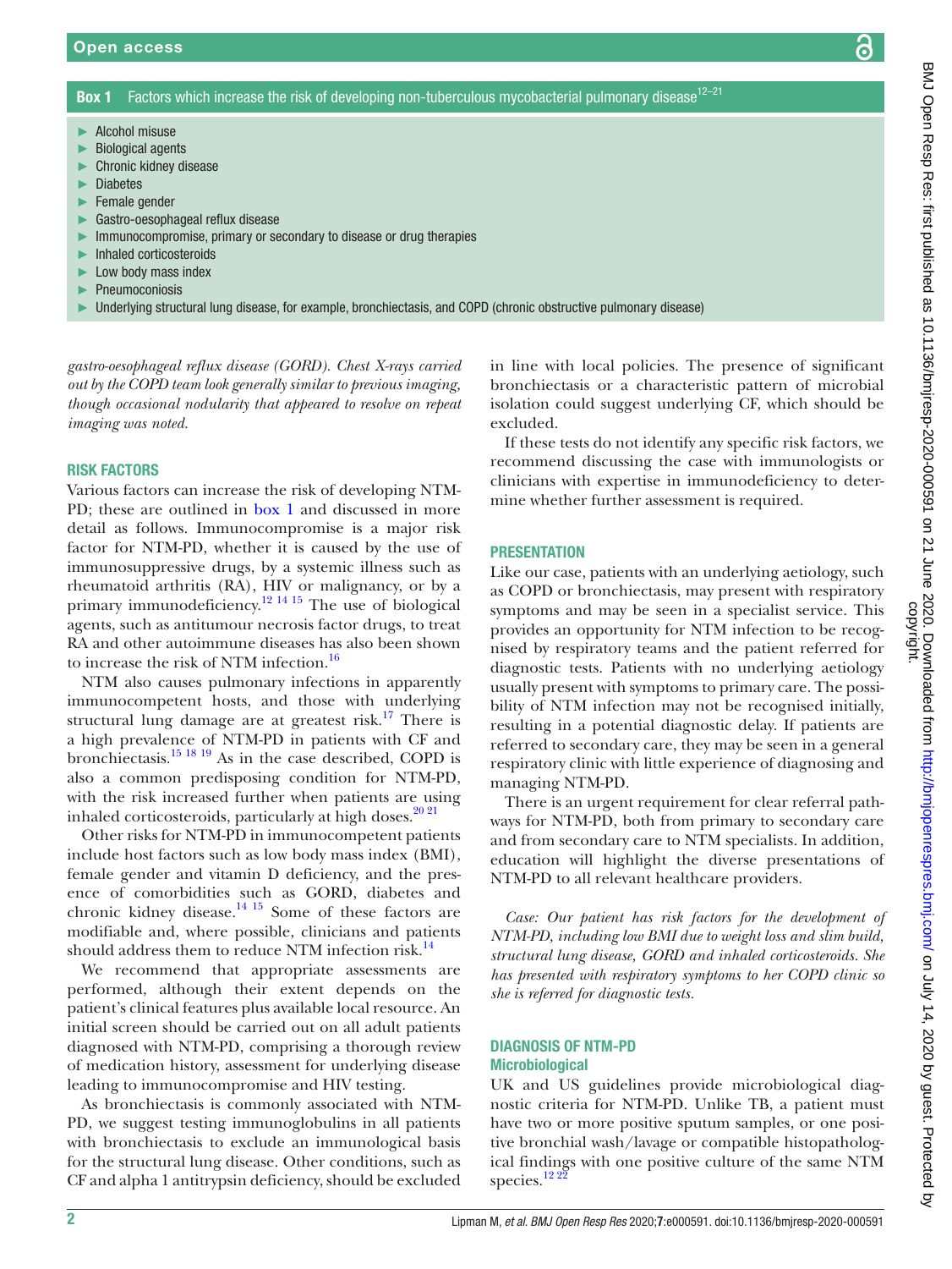**Box 1** Factors which increase the risk of developing non-tuberculous mycobacterial pulmonary disease[12–21]

- Alcohol misuse
- Biological agents
- Chronic kidney disease
- Diabetes
- Female gender
- Gastro-oesophageal reflux disease
- Immunocompromise, primary or secondary to disease or drug therapies
- Inhaled corticosteroids
- Low body mass index
- Pneumoconiosis
- Underlying structural lung disease, for example, bronchiectasis, and COPD (chronic obstructive pulmonary disease)

*gastro-oesophageal reflux disease (GORD). Chest X-rays carried out by the COPD team look generally similar to previous imaging, though occasional nodularity that appeared to resolve on repeat imaging was noted.*

## RISK FACTORS

Various factors can increase the risk of developing NTM-PD; these are outlined in box 1 and discussed in more detail as follows. Immunocompromise is a major risk factor for NTM-PD, whether it is caused by the use of immunosuppressive drugs, by a systemic illness such as rheumatoid arthritis (RA), HIV or malignancy, or by a primary immunodeficiency.[12 14 15] The use of biological agents, such as antitumour necrosis factor drugs, to treat RA and other autoimmune diseases has also been shown to increase the risk of NTM infection.[16]

NTM also causes pulmonary infections in apparently immunocompetent hosts, and those with underlying structural lung damage are at greatest risk.[17] There is a high prevalence of NTM-PD in patients with CF and bronchiectasis.[15 18 19] As in the case described, COPD is also a common predisposing condition for NTM-PD, with the risk increased further when patients are using inhaled corticosteroids, particularly at high doses.[20 21]

Other risks for NTM-PD in immunocompetent patients include host factors such as low body mass index (BMI), female gender and vitamin D deficiency, and the presence of comorbidities such as GORD, diabetes and chronic kidney disease.[14 15] Some of these factors are modifiable and, where possible, clinicians and patients should address them to reduce NTM infection risk.[14]

We recommend that appropriate assessments are performed, although their extent depends on the patient's clinical features plus available local resource. An initial screen should be carried out on all adult patients diagnosed with NTM-PD, comprising a thorough review of medication history, assessment for underlying disease leading to immunocompromise and HIV testing.

As bronchiectasis is commonly associated with NTM-PD, we suggest testing immunoglobulins in all patients with bronchiectasis to exclude an immunological basis for the structural lung disease. Other conditions, such as CF and alpha 1 antitrypsin deficiency, should be excluded in line with local policies. The presence of significant bronchiectasis or a characteristic pattern of microbial isolation could suggest underlying CF, which should be excluded.

If these tests do not identify any specific risk factors, we recommend discussing the case with immunologists or clinicians with expertise in immunodeficiency to determine whether further assessment is required.

## PRESENTATION

Like our case, patients with an underlying aetiology, such as COPD or bronchiectasis, may present with respiratory symptoms and may be seen in a specialist service. This provides an opportunity for NTM infection to be recognised by respiratory teams and the patient referred for diagnostic tests. Patients with no underlying aetiology usually present with symptoms to primary care. The possibility of NTM infection may not be recognised initially, resulting in a potential diagnostic delay. If patients are referred to secondary care, they may be seen in a general respiratory clinic with little experience of diagnosing and managing NTM-PD.

There is an urgent requirement for clear referral pathways for NTM-PD, both from primary to secondary care and from secondary care to NTM specialists. In addition, education will highlight the diverse presentations of NTM-PD to all relevant healthcare providers.

*Case: Our patient has risk factors for the development of NTM-PD, including low BMI due to weight loss and slim build, structural lung disease, GORD and inhaled corticosteroids. She has presented with respiratory symptoms to her COPD clinic so she is referred for diagnostic tests.*

## DIAGNOSIS OF NTM-PD

### Microbiological

UK and US guidelines provide microbiological diagnostic criteria for NTM-PD. Unlike TB, a patient must have two or more positive sputum samples, or one positive bronchial wash/lavage or compatible histopathological findings with one positive culture of the same NTM species.[12 22]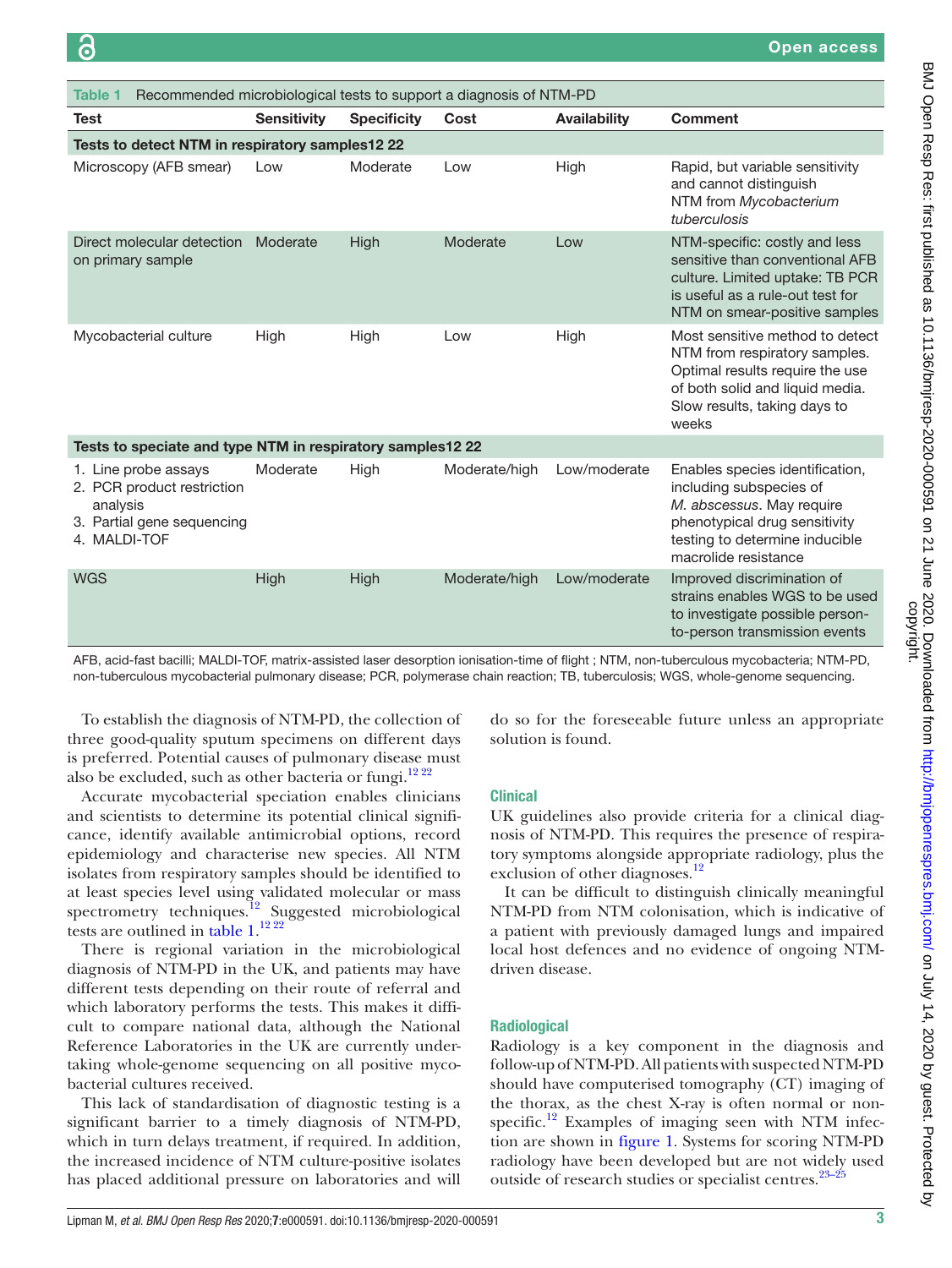**Table 1** Recommended microbiological tests to support a diagnosis of NTM-PD

| Test | Sensitivity | Specificity | Cost | Availability | Comment |
|---|---|---|---|---|---|
| **Tests to detect NTM in respiratory samples[12 22]** | | | | | |
| Microscopy (AFB smear) | Low | Moderate | Low | High | Rapid, but variable sensitivity and cannot distinguish NTM from *Mycobacterium tuberculosis* |
| Direct molecular detection on primary sample | Moderate | High | Moderate | Low | NTM-specific: costly and less sensitive than conventional AFB culture. Limited uptake: TB PCR is useful as a rule-out test for NTM on smear-positive samples |
| Mycobacterial culture | High | High | Low | High | Most sensitive method to detect NTM from respiratory samples. Optimal results require the use of both solid and liquid media. Slow results, taking days to weeks |
| **Tests to speciate and type NTM in respiratory samples[12 22]** | | | | | |
| 1. Line probe assays<br>2. PCR product restriction analysis<br>3. Partial gene sequencing<br>4. MALDI-TOF | Moderate | High | Moderate/high | Low/moderate | Enables species identification, including subspecies of *M. abscessus*. May require phenotypical drug sensitivity testing to determine inducible macrolide resistance |
| WGS | High | High | Moderate/high | Low/moderate | Improved discrimination of strains enables WGS to be used to investigate possible person-to-person transmission events |

AFB, acid-fast bacilli; MALDI-TOF, matrix-assisted laser desorption ionisation-time of flight ; NTM, non-tuberculous mycobacteria; NTM-PD, non-tuberculous mycobacterial pulmonary disease; PCR, polymerase chain reaction; TB, tuberculosis; WGS, whole-genome sequencing.

To establish the diagnosis of NTM-PD, the collection of three good-quality sputum specimens on different days is preferred. Potential causes of pulmonary disease must also be excluded, such as other bacteria or fungi.[12 22]

Accurate mycobacterial speciation enables clinicians and scientists to determine its potential clinical significance, identify available antimicrobial options, record epidemiology and characterise new species. All NTM isolates from respiratory samples should be identified to at least species level using validated molecular or mass spectrometry techniques.[12] Suggested microbiological tests are outlined in table 1.[12 22]

There is regional variation in the microbiological diagnosis of NTM-PD in the UK, and patients may have different tests depending on their route of referral and which laboratory performs the tests. This makes it difficult to compare national data, although the National Reference Laboratories in the UK are currently undertaking whole-genome sequencing on all positive mycobacterial cultures received.

This lack of standardisation of diagnostic testing is a significant barrier to a timely diagnosis of NTM-PD, which in turn delays treatment, if required. In addition, the increased incidence of NTM culture-positive isolates has placed additional pressure on laboratories and will do so for the foreseeable future unless an appropriate solution is found.

## Clinical

UK guidelines also provide criteria for a clinical diagnosis of NTM-PD. This requires the presence of respiratory symptoms alongside appropriate radiology, plus the exclusion of other diagnoses.[12]

It can be difficult to distinguish clinically meaningful NTM-PD from NTM colonisation, which is indicative of a patient with previously damaged lungs and impaired local host defences and no evidence of ongoing NTM-driven disease.

## Radiological

Radiology is a key component in the diagnosis and follow-up of NTM-PD. All patients with suspected NTM-PD should have computerised tomography (CT) imaging of the thorax, as the chest X-ray is often normal or non-specific.[12] Examples of imaging seen with NTM infection are shown in figure 1. Systems for scoring NTM-PD radiology have been developed but are not widely used outside of research studies or specialist centres.[23–25]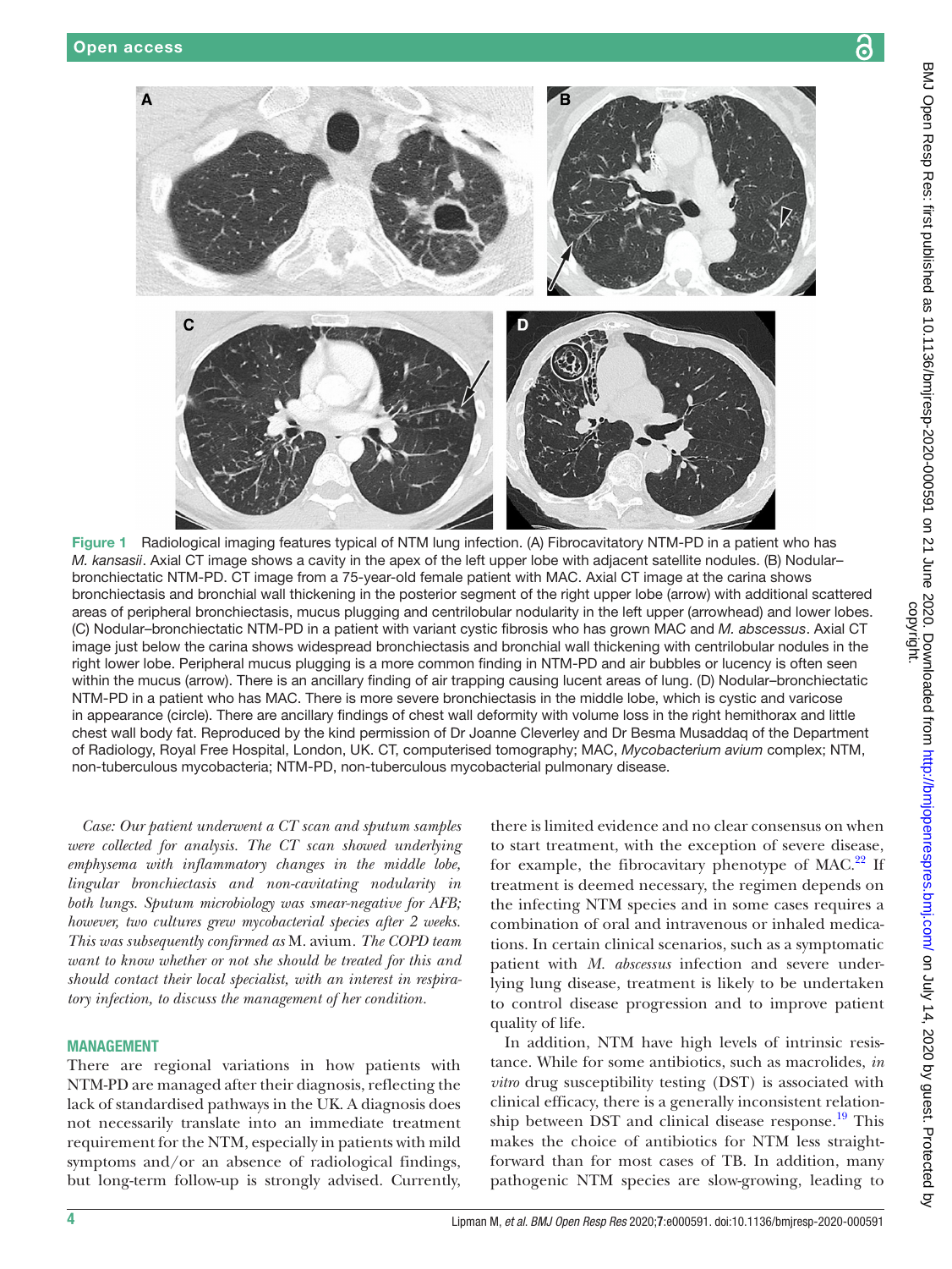Figure 1 Radiological imaging features typical of NTM lung infection. (A) Fibrocavitatory NTM-PD in a patient who has *M. kansasii*. Axial CT image shows a cavity in the apex of the left upper lobe with adjacent satellite nodules. (B) Nodular–bronchiectatic NTM-PD. CT image from a 75-year-old female patient with MAC. Axial CT image at the carina shows bronchiectasis and bronchial wall thickening in the posterior segment of the right upper lobe (arrow) with additional scattered areas of peripheral bronchiectasis, mucus plugging and centrilobular nodularity in the left upper (arrowhead) and lower lobes. (C) Nodular–bronchiectatic NTM-PD in a patient with variant cystic fibrosis who has grown MAC and *M. abscessus*. Axial CT image just below the carina shows widespread bronchiectasis and bronchial wall thickening with centrilobular nodules in the right lower lobe. Peripheral mucus plugging is a more common finding in NTM-PD and air bubbles or lucency is often seen within the mucus (arrow). There is an ancillary finding of air trapping causing lucent areas of lung. (D) Nodular–bronchiectatic NTM-PD in a patient who has MAC. There is more severe bronchiectasis in the middle lobe, which is cystic and varicose in appearance (circle). There are ancillary findings of chest wall deformity with volume loss in the right hemithorax and little chest wall body fat. Reproduced by the kind permission of Dr Joanne Cleverley and Dr Besma Musaddaq of the Department of Radiology, Royal Free Hospital, London, UK. CT, computerised tomography; MAC, *Mycobacterium avium* complex; NTM, non-tuberculous mycobacteria; NTM-PD, non-tuberculous mycobacterial pulmonary disease.

*Case: Our patient underwent a CT scan and sputum samples were collected for analysis. The CT scan showed underlying emphysema with inflammatory changes in the middle lobe, lingular bronchiectasis and non-cavitating nodularity in both lungs. Sputum microbiology was smear-negative for AFB; however, two cultures grew mycobacterial species after 2 weeks. This was subsequently confirmed as* M. avium. *The COPD team want to know whether or not she should be treated for this and should contact their local specialist, with an interest in respiratory infection, to discuss the management of her condition.*

## MANAGEMENT

There are regional variations in how patients with NTM-PD are managed after their diagnosis, reflecting the lack of standardised pathways in the UK. A diagnosis does not necessarily translate into an immediate treatment requirement for the NTM, especially in patients with mild symptoms and/or an absence of radiological findings, but long-term follow-up is strongly advised. Currently, there is limited evidence and no clear consensus on when to start treatment, with the exception of severe disease, for example, the fibrocavitary phenotype of MAC.[22] If treatment is deemed necessary, the regimen depends on the infecting NTM species and in some cases requires a combination of oral and intravenous or inhaled medications. In certain clinical scenarios, such as a symptomatic patient with *M. abscessus* infection and severe underlying lung disease, treatment is likely to be undertaken to control disease progression and to improve patient quality of life.

In addition, NTM have high levels of intrinsic resistance. While for some antibiotics, such as macrolides, *in vitro* drug susceptibility testing (DST) is associated with clinical efficacy, there is a generally inconsistent relationship between DST and clinical disease response.[19] This makes the choice of antibiotics for NTM less straightforward than for most cases of TB. In addition, many pathogenic NTM species are slow-growing, leading to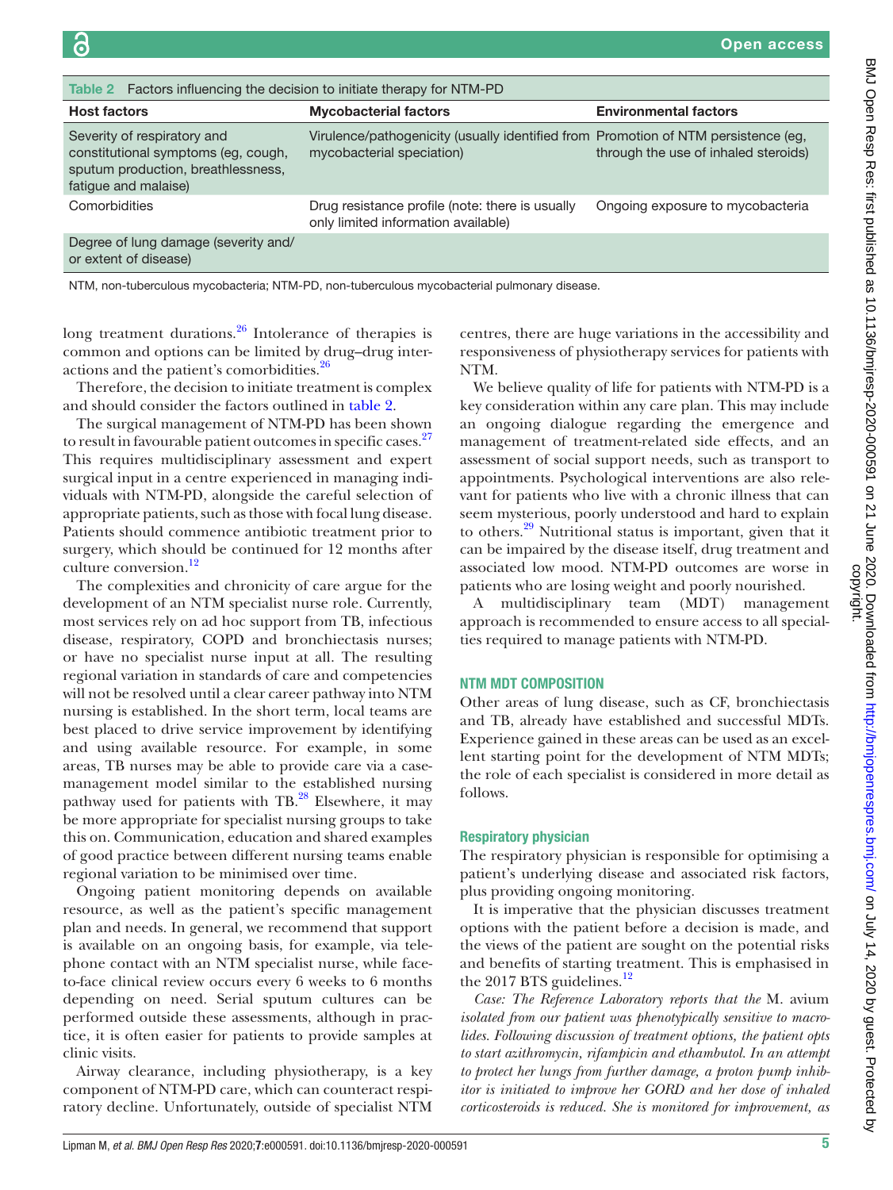Table 2 Factors influencing the decision to initiate therapy for NTM-PD

| Host factors | Mycobacterial factors | Environmental factors |
|---|---|---|
| Severity of respiratory and constitutional symptoms (eg, cough, sputum production, breathlessness, fatigue and malaise) | Virulence/pathogenicity (usually identified from mycobacterial speciation) | Promotion of NTM persistence (eg, through the use of inhaled steroids) |
| Comorbidities | Drug resistance profile (note: there is usually only limited information available) | Ongoing exposure to mycobacteria |
| Degree of lung damage (severity and/or extent of disease) | | |

NTM, non-tuberculous mycobacteria; NTM-PD, non-tuberculous mycobacterial pulmonary disease.

long treatment durations.[26] Intolerance of therapies is common and options can be limited by drug–drug interactions and the patient's comorbidities.[26]

Therefore, the decision to initiate treatment is complex and should consider the factors outlined in table 2.

The surgical management of NTM-PD has been shown to result in favourable patient outcomes in specific cases.[27] This requires multidisciplinary assessment and expert surgical input in a centre experienced in managing individuals with NTM-PD, alongside the careful selection of appropriate patients, such as those with focal lung disease. Patients should commence antibiotic treatment prior to surgery, which should be continued for 12 months after culture conversion.[12]

The complexities and chronicity of care argue for the development of an NTM specialist nurse role. Currently, most services rely on ad hoc support from TB, infectious disease, respiratory, COPD and bronchiectasis nurses; or have no specialist nurse input at all. The resulting regional variation in standards of care and competencies will not be resolved until a clear career pathway into NTM nursing is established. In the short term, local teams are best placed to drive service improvement by identifying and using available resource. For example, in some areas, TB nurses may be able to provide care via a case-management model similar to the established nursing pathway used for patients with TB.[28] Elsewhere, it may be more appropriate for specialist nursing groups to take this on. Communication, education and shared examples of good practice between different nursing teams enable regional variation to be minimised over time.

Ongoing patient monitoring depends on available resource, as well as the patient's specific management plan and needs. In general, we recommend that support is available on an ongoing basis, for example, via telephone contact with an NTM specialist nurse, while face-to-face clinical review occurs every 6 weeks to 6 months depending on need. Serial sputum cultures can be performed outside these assessments, although in practice, it is often easier for patients to provide samples at clinic visits.

Airway clearance, including physiotherapy, is a key component of NTM-PD care, which can counteract respiratory decline. Unfortunately, outside of specialist NTM centres, there are huge variations in the accessibility and responsiveness of physiotherapy services for patients with NTM.

We believe quality of life for patients with NTM-PD is a key consideration within any care plan. This may include an ongoing dialogue regarding the emergence and management of treatment-related side effects, and an assessment of social support needs, such as transport to appointments. Psychological interventions are also relevant for patients who live with a chronic illness that can seem mysterious, poorly understood and hard to explain to others.[29] Nutritional status is important, given that it can be impaired by the disease itself, drug treatment and associated low mood. NTM-PD outcomes are worse in patients who are losing weight and poorly nourished.

A multidisciplinary team (MDT) management approach is recommended to ensure access to all specialties required to manage patients with NTM-PD.

## NTM MDT COMPOSITION

Other areas of lung disease, such as CF, bronchiectasis and TB, already have established and successful MDTs. Experience gained in these areas can be used as an excellent starting point for the development of NTM MDTs; the role of each specialist is considered in more detail as follows.

### Respiratory physician

The respiratory physician is responsible for optimising a patient's underlying disease and associated risk factors, plus providing ongoing monitoring.

It is imperative that the physician discusses treatment options with the patient before a decision is made, and the views of the patient are sought on the potential risks and benefits of starting treatment. This is emphasised in the 2017 BTS guidelines.[12]

*Case: The Reference Laboratory reports that the* M. avium *isolated from our patient was phenotypically sensitive to macrolides. Following discussion of treatment options, the patient opts to start azithromycin, rifampicin and ethambutol. In an attempt to protect her lungs from further damage, a proton pump inhibitor is initiated to improve her GORD and her dose of inhaled corticosteroids is reduced. She is monitored for improvement, as*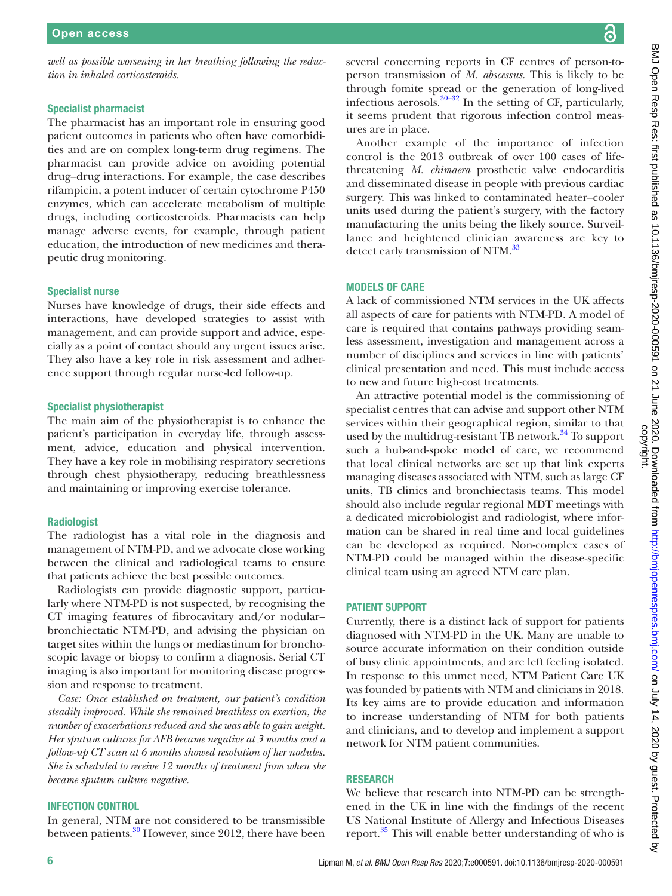*well as possible worsening in her breathing following the reduction in inhaled corticosteroids.*

### Specialist pharmacist

The pharmacist has an important role in ensuring good patient outcomes in patients who often have comorbidities and are on complex long-term drug regimens. The pharmacist can provide advice on avoiding potential drug–drug interactions. For example, the case describes rifampicin, a potent inducer of certain cytochrome P450 enzymes, which can accelerate metabolism of multiple drugs, including corticosteroids. Pharmacists can help manage adverse events, for example, through patient education, the introduction of new medicines and therapeutic drug monitoring.

### Specialist nurse

Nurses have knowledge of drugs, their side effects and interactions, have developed strategies to assist with management, and can provide support and advice, especially as a point of contact should any urgent issues arise. They also have a key role in risk assessment and adherence support through regular nurse-led follow-up.

### Specialist physiotherapist

The main aim of the physiotherapist is to enhance the patient's participation in everyday life, through assessment, advice, education and physical intervention. They have a key role in mobilising respiratory secretions through chest physiotherapy, reducing breathlessness and maintaining or improving exercise tolerance.

### Radiologist

The radiologist has a vital role in the diagnosis and management of NTM-PD, and we advocate close working between the clinical and radiological teams to ensure that patients achieve the best possible outcomes.

Radiologists can provide diagnostic support, particularly where NTM-PD is not suspected, by recognising the CT imaging features of fibrocavitary and/or nodular–bronchiectatic NTM-PD, and advising the physician on target sites within the lungs or mediastinum for bronchoscopic lavage or biopsy to confirm a diagnosis. Serial CT imaging is also important for monitoring disease progression and response to treatment.

*Case: Once established on treatment, our patient's condition steadily improved. While she remained breathless on exertion, the number of exacerbations reduced and she was able to gain weight. Her sputum cultures for AFB became negative at 3 months and a follow-up CT scan at 6 months showed resolution of her nodules. She is scheduled to receive 12 months of treatment from when she became sputum culture negative.*

## INFECTION CONTROL

In general, NTM are not considered to be transmissible between patients.[30] However, since 2012, there have been several concerning reports in CF centres of person-to-person transmission of *M. abscessus*. This is likely to be through fomite spread or the generation of long-lived infectious aerosols.[30–32] In the setting of CF, particularly, it seems prudent that rigorous infection control measures are in place.

Another example of the importance of infection control is the 2013 outbreak of over 100 cases of life-threatening *M. chimaera* prosthetic valve endocarditis and disseminated disease in people with previous cardiac surgery. This was linked to contaminated heater–cooler units used during the patient's surgery, with the factory manufacturing the units being the likely source. Surveillance and heightened clinician awareness are key to detect early transmission of NTM.[33]

## MODELS OF CARE

A lack of commissioned NTM services in the UK affects all aspects of care for patients with NTM-PD. A model of care is required that contains pathways providing seamless assessment, investigation and management across a number of disciplines and services in line with patients' clinical presentation and need. This must include access to new and future high-cost treatments.

An attractive potential model is the commissioning of specialist centres that can advise and support other NTM services within their geographical region, similar to that used by the multidrug-resistant TB network.[34] To support such a hub-and-spoke model of care, we recommend that local clinical networks are set up that link experts managing diseases associated with NTM, such as large CF units, TB clinics and bronchiectasis teams. This model should also include regular regional MDT meetings with a dedicated microbiologist and radiologist, where information can be shared in real time and local guidelines can be developed as required. Non-complex cases of NTM-PD could be managed within the disease-specific clinical team using an agreed NTM care plan.

## PATIENT SUPPORT

Currently, there is a distinct lack of support for patients diagnosed with NTM-PD in the UK. Many are unable to source accurate information on their condition outside of busy clinic appointments, and are left feeling isolated. In response to this unmet need, NTM Patient Care UK was founded by patients with NTM and clinicians in 2018. Its key aims are to provide education and information to increase understanding of NTM for both patients and clinicians, and to develop and implement a support network for NTM patient communities.

## RESEARCH

We believe that research into NTM-PD can be strengthened in the UK in line with the findings of the recent US National Institute of Allergy and Infectious Diseases report.[35] This will enable better understanding of who is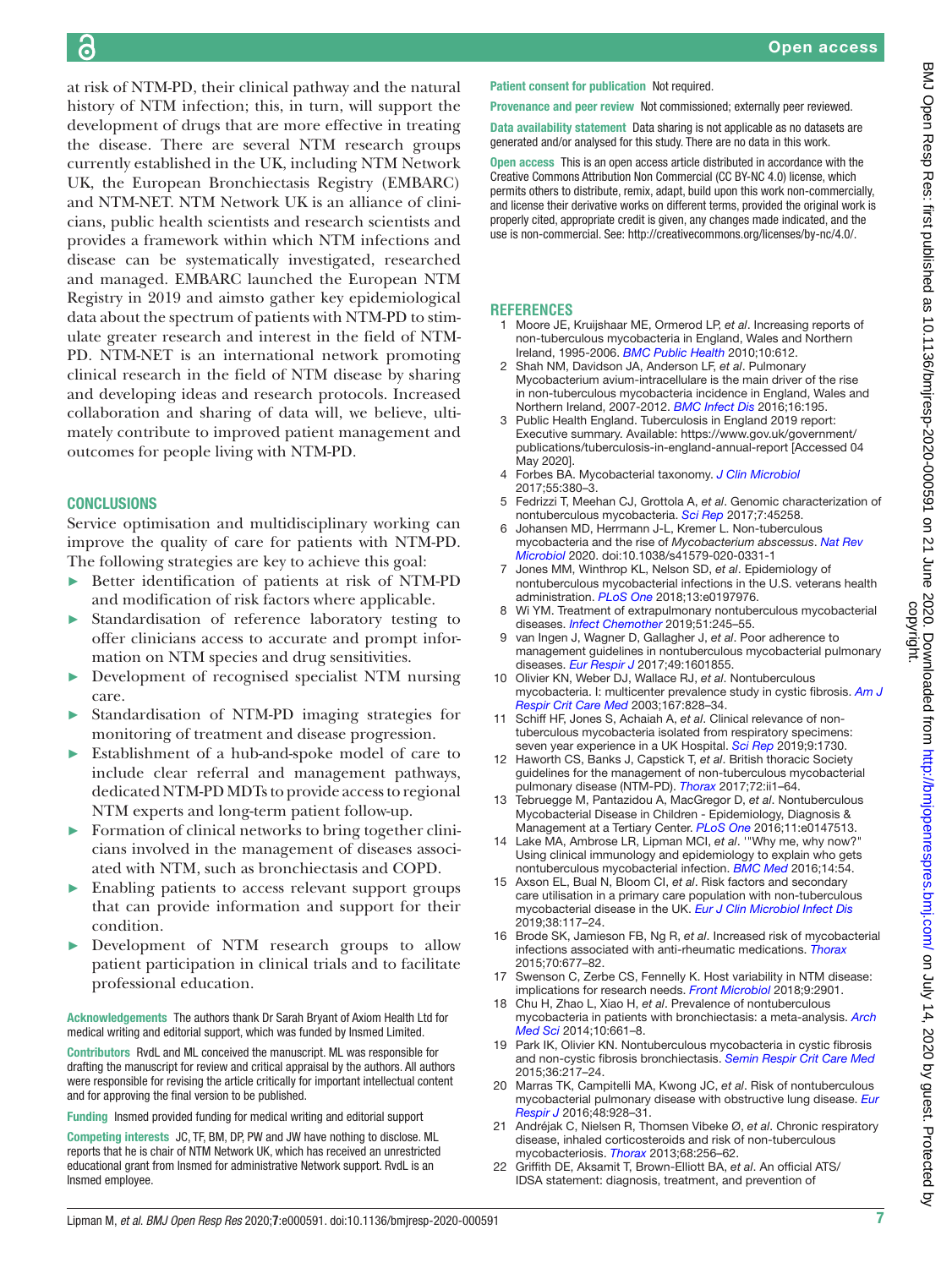at risk of NTM-PD, their clinical pathway and the natural history of NTM infection; this, in turn, will support the development of drugs that are more effective in treating the disease. There are several NTM research groups currently established in the UK, including NTM Network UK, the European Bronchiectasis Registry (EMBARC) and NTM-NET. NTM Network UK is an alliance of clinicians, public health scientists and research scientists and provides a framework within which NTM infections and disease can be systematically investigated, researched and managed. EMBARC launched the European NTM Registry in 2019 and aimsto gather key epidemiological data about the spectrum of patients with NTM-PD to stimulate greater research and interest in the field of NTM-PD. NTM-NET is an international network promoting clinical research in the field of NTM disease by sharing and developing ideas and research protocols. Increased collaboration and sharing of data will, we believe, ultimately contribute to improved patient management and outcomes for people living with NTM-PD.

## CONCLUSIONS

Service optimisation and multidisciplinary working can improve the quality of care for patients with NTM-PD. The following strategies are key to achieve this goal:

- Better identification of patients at risk of NTM-PD and modification of risk factors where applicable.
- Standardisation of reference laboratory testing to offer clinicians access to accurate and prompt information on NTM species and drug sensitivities.
- Development of recognised specialist NTM nursing care.
- Standardisation of NTM-PD imaging strategies for monitoring of treatment and disease progression.
- Establishment of a hub-and-spoke model of care to include clear referral and management pathways, dedicated NTM-PD MDTs to provide access to regional NTM experts and long-term patient follow-up.
- Formation of clinical networks to bring together clinicians involved in the management of diseases associated with NTM, such as bronchiectasis and COPD.
- Enabling patients to access relevant support groups that can provide information and support for their condition.
- Development of NTM research groups to allow patient participation in clinical trials and to facilitate professional education.

**Acknowledgements** The authors thank Dr Sarah Bryant of Axiom Health Ltd for medical writing and editorial support, which was funded by Insmed Limited.

**Contributors** RvdL and ML conceived the manuscript. ML was responsible for drafting the manuscript for review and critical appraisal by the authors. All authors were responsible for revising the article critically for important intellectual content and for approving the final version to be published.

**Funding** Insmed provided funding for medical writing and editorial support

**Competing interests** JC, TF, BM, DP, PW and JW have nothing to disclose. ML reports that he is chair of NTM Network UK, which has received an unrestricted educational grant from Insmed for administrative Network support. RvdL is an Insmed employee.

**Patient consent for publication** Not required.

**Provenance and peer review** Not commissioned; externally peer reviewed.

**Data availability statement** Data sharing is not applicable as no datasets are generated and/or analysed for this study. There are no data in this work.

**Open access** This is an open access article distributed in accordance with the Creative Commons Attribution Non Commercial (CC BY-NC 4.0) license, which permits others to distribute, remix, adapt, build upon this work non-commercially, and license their derivative works on different terms, provided the original work is properly cited, appropriate credit is given, any changes made indicated, and the use is non-commercial. See: http://creativecommons.org/licenses/by-nc/4.0/.

## REFERENCES

1. Moore JE, Kruijshaar ME, Ormerod LP, *et al*. Increasing reports of non-tuberculous mycobacteria in England, Wales and Northern Ireland, 1995-2006. *BMC Public Health* 2010;10:612.
2. Shah NM, Davidson JA, Anderson LF, *et al*. Pulmonary Mycobacterium avium-intracellulare is the main driver of the rise in non-tuberculous mycobacteria incidence in England, Wales and Northern Ireland, 2007-2012. *BMC Infect Dis* 2016;16:195.
3. Public Health England. Tuberculosis in England 2019 report: Executive summary. Available: https://www.gov.uk/government/publications/tuberculosis-in-england-annual-report [Accessed 04 May 2020].
4. Forbes BA. Mycobacterial taxonomy. *J Clin Microbiol* 2017;55:380–3.
5. Fedrizzi T, Meehan CJ, Grottola A, *et al*. Genomic characterization of nontuberculous mycobacteria. *Sci Rep* 2017;7:45258.
6. Johansen MD, Herrmann J-L, Kremer L. Non-tuberculous mycobacteria and the rise of *Mycobacterium abscessus*. *Nat Rev Microbiol* 2020. doi:10.1038/s41579-020-0331-1
7. Jones MM, Winthrop KL, Nelson SD, *et al*. Epidemiology of nontuberculous mycobacterial infections in the U.S. veterans health administration. *PLoS One* 2018;13:e0197976.
8. Wi YM. Treatment of extrapulmonary nontuberculous mycobacterial diseases. *Infect Chemother* 2019;51:245–55.
9. van Ingen J, Wagner D, Gallagher J, *et al*. Poor adherence to management guidelines in nontuberculous mycobacterial pulmonary diseases. *Eur Respir J* 2017;49:1601855.
10. Olivier KN, Weber DJ, Wallace RJ, *et al*. Nontuberculous mycobacteria. I: multicenter prevalence study in cystic fibrosis. *Am J Respir Crit Care Med* 2003;167:828–34.
11. Schiff HF, Jones S, Achaiah A, *et al*. Clinical relevance of non-tuberculous mycobacteria isolated from respiratory specimens: seven year experience in a UK Hospital. *Sci Rep* 2019;9:1730.
12. Haworth CS, Banks J, Capstick T, *et al*. British thoracic Society guidelines for the management of non-tuberculous mycobacterial pulmonary disease (NTM-PD). *Thorax* 2017;72:ii1–64.
13. Tebruegge M, Pantazidou A, MacGregor D, *et al*. Nontuberculous Mycobacterial Disease in Children - Epidemiology, Diagnosis & Management at a Tertiary Center. *PLoS One* 2016;11:e0147513.
14. Lake MA, Ambrose LR, Lipman MCI, *et al*. '"Why me, why now?" Using clinical immunology and epidemiology to explain who gets nontuberculous mycobacterial infection. *BMC Med* 2016;14:54.
15. Axson EL, Bual N, Bloom CI, *et al*. Risk factors and secondary care utilisation in a primary care population with non-tuberculous mycobacterial disease in the UK. *Eur J Clin Microbiol Infect Dis* 2019;38:117–24.
16. Brode SK, Jamieson FB, Ng R, *et al*. Increased risk of mycobacterial infections associated with anti-rheumatic medications. *Thorax* 2015;70:677–82.
17. Swenson C, Zerbe CS, Fennelly K. Host variability in NTM disease: implications for research needs. *Front Microbiol* 2018;9:2901.
18. Chu H, Zhao L, Xiao H, *et al*. Prevalence of nontuberculous mycobacteria in patients with bronchiectasis: a meta-analysis. *Arch Med Sci* 2014;10:661–8.
19. Park IK, Olivier KN. Nontuberculous mycobacteria in cystic fibrosis and non-cystic fibrosis bronchiectasis. *Semin Respir Crit Care Med* 2015;36:217–24.
20. Marras TK, Campitelli MA, Kwong JC, *et al*. Risk of nontuberculous mycobacterial pulmonary disease with obstructive lung disease. *Eur Respir J* 2016;48:928–31.
21. Andréjak C, Nielsen R, Thomsen Vibeke Ø, *et al*. Chronic respiratory disease, inhaled corticosteroids and risk of non-tuberculous mycobacteriosis. *Thorax* 2013;68:256–62.
22. Griffith DE, Aksamit T, Brown-Elliott BA, *et al*. An official ATS/IDSA statement: diagnosis, treatment, and prevention of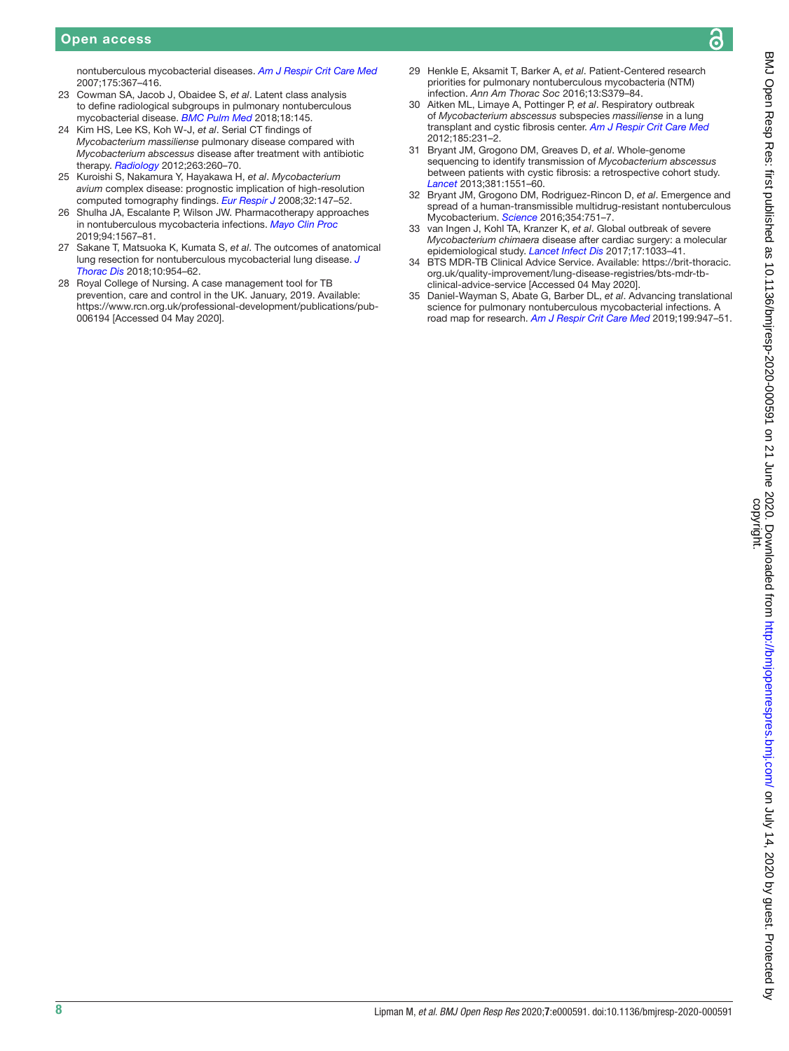nontuberculous mycobacterial diseases. *Am J Respir Crit Care Med* 2007;175:367–416.

23 Cowman SA, Jacob J, Obaidee S, *et al*. Latent class analysis to define radiological subgroups in pulmonary nontuberculous mycobacterial disease. *BMC Pulm Med* 2018;18:145.

24 Kim HS, Lee KS, Koh W-J, *et al*. Serial CT findings of *Mycobacterium massiliense* pulmonary disease compared with *Mycobacterium abscessus* disease after treatment with antibiotic therapy. *Radiology* 2012;263:260–70.

25 Kuroishi S, Nakamura Y, Hayakawa H, *et al*. *Mycobacterium avium* complex disease: prognostic implication of high-resolution computed tomography findings. *Eur Respir J* 2008;32:147–52.

26 Shulha JA, Escalante P, Wilson JW. Pharmacotherapy approaches in nontuberculous mycobacteria infections. *Mayo Clin Proc* 2019;94:1567–81.

27 Sakane T, Matsuoka K, Kumata S, *et al*. The outcomes of anatomical lung resection for nontuberculous mycobacterial lung disease. *J Thorac Dis* 2018;10:954–62.

28 Royal College of Nursing. A case management tool for TB prevention, care and control in the UK. January, 2019. Available: https://www.rcn.org.uk/professional-development/publications/pub-006194 [Accessed 04 May 2020].

29 Henkle E, Aksamit T, Barker A, *et al*. Patient-Centered research priorities for pulmonary nontuberculous mycobacteria (NTM) infection. *Ann Am Thorac Soc* 2016;13:S379–84.

30 Aitken ML, Limaye A, Pottinger P, *et al*. Respiratory outbreak of *Mycobacterium abscessus* subspecies *massiliense* in a lung transplant and cystic fibrosis center. *Am J Respir Crit Care Med* 2012;185:231–2.

31 Bryant JM, Grogono DM, Greaves D, *et al*. Whole-genome sequencing to identify transmission of *Mycobacterium abscessus* between patients with cystic fibrosis: a retrospective cohort study. *Lancet* 2013;381:1551–60.

32 Bryant JM, Grogono DM, Rodriguez-Rincon D, *et al*. Emergence and spread of a human-transmissible multidrug-resistant nontuberculous Mycobacterium. *Science* 2016;354:751–7.

33 van Ingen J, Kohl TA, Kranzer K, *et al*. Global outbreak of severe *Mycobacterium chimaera* disease after cardiac surgery: a molecular epidemiological study. *Lancet Infect Dis* 2017;17:1033–41.

34 BTS MDR-TB Clinical Advice Service. Available: https://brit-thoracic.org.uk/quality-improvement/lung-disease-registries/bts-mdr-tb-clinical-advice-service [Accessed 04 May 2020].

35 Daniel-Wayman S, Abate G, Barber DL, *et al*. Advancing translational science for pulmonary nontuberculous mycobacterial infections. A road map for research. *Am J Respir Crit Care Med* 2019;199:947–51.